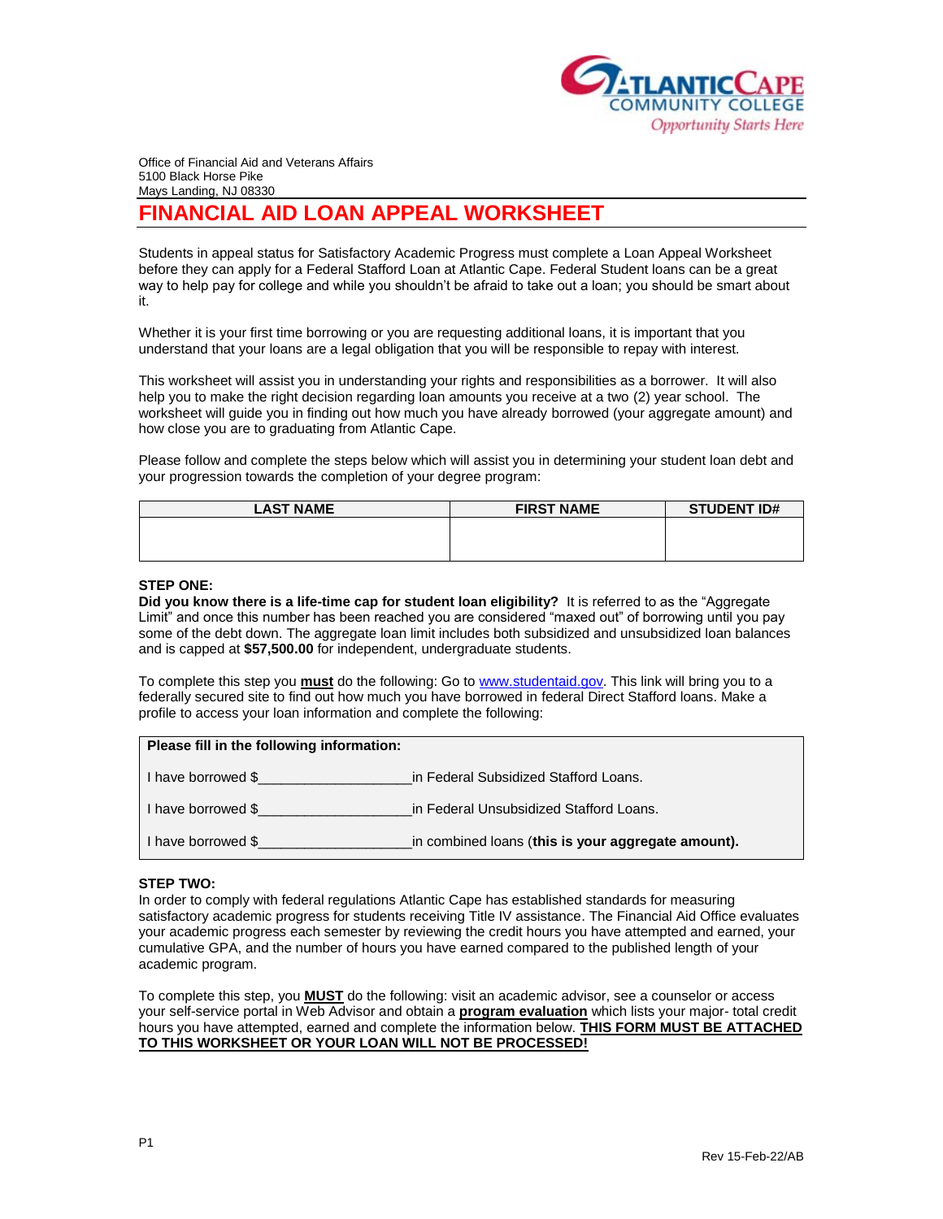Office of Financial Aid and Veterans Affairs
5100 Black Horse Pike
Mays Landing, NJ 08330

# FINANCIAL AID LOAN APPEAL WORKSHEET

Students in appeal status for Satisfactory Academic Progress must complete a Loan Appeal Worksheet before they can apply for a Federal Stafford Loan at Atlantic Cape. Federal Student loans can be a great way to help pay for college and while you shouldn't be afraid to take out a loan; you should be smart about it.

Whether it is your first time borrowing or you are requesting additional loans, it is important that you understand that your loans are a legal obligation that you will be responsible to repay with interest.

This worksheet will assist you in understanding your rights and responsibilities as a borrower. It will also help you to make the right decision regarding loan amounts you receive at a two (2) year school. The worksheet will guide you in finding out how much you have already borrowed (your aggregate amount) and how close you are to graduating from Atlantic Cape.

Please follow and complete the steps below which will assist you in determining your student loan debt and your progression towards the completion of your degree program:

| LAST NAME | FIRST NAME | STUDENT ID# |
|---|---|---|
| | | |

**STEP ONE:**
**Did you know there is a life-time cap for student loan eligibility?** It is referred to as the "Aggregate Limit" and once this number has been reached you are considered "maxed out" of borrowing until you pay some of the debt down. The aggregate loan limit includes both subsidized and unsubsidized loan balances and is capped at **$57,500.00** for independent, undergraduate students.

To complete this step you **must** do the following: Go to www.studentaid.gov. This link will bring you to a federally secured site to find out how much you have borrowed in federal Direct Stafford loans. Make a profile to access your loan information and complete the following:

**Please fill in the following information:**

I have borrowed $___________________in Federal Subsidized Stafford Loans.

I have borrowed $___________________in Federal Unsubsidized Stafford Loans.

I have borrowed $___________________in combined loans (**this is your aggregate amount).**

**STEP TWO:**
In order to comply with federal regulations Atlantic Cape has established standards for measuring satisfactory academic progress for students receiving Title IV assistance. The Financial Aid Office evaluates your academic progress each semester by reviewing the credit hours you have attempted and earned, your cumulative GPA, and the number of hours you have earned compared to the published length of your academic program.

To complete this step, you **MUST** do the following: visit an academic advisor, see a counselor or access your self-service portal in Web Advisor and obtain a **program evaluation** which lists your major- total credit hours you have attempted, earned and complete the information below. **THIS FORM MUST BE ATTACHED TO THIS WORKSHEET OR YOUR LOAN WILL NOT BE PROCESSED!**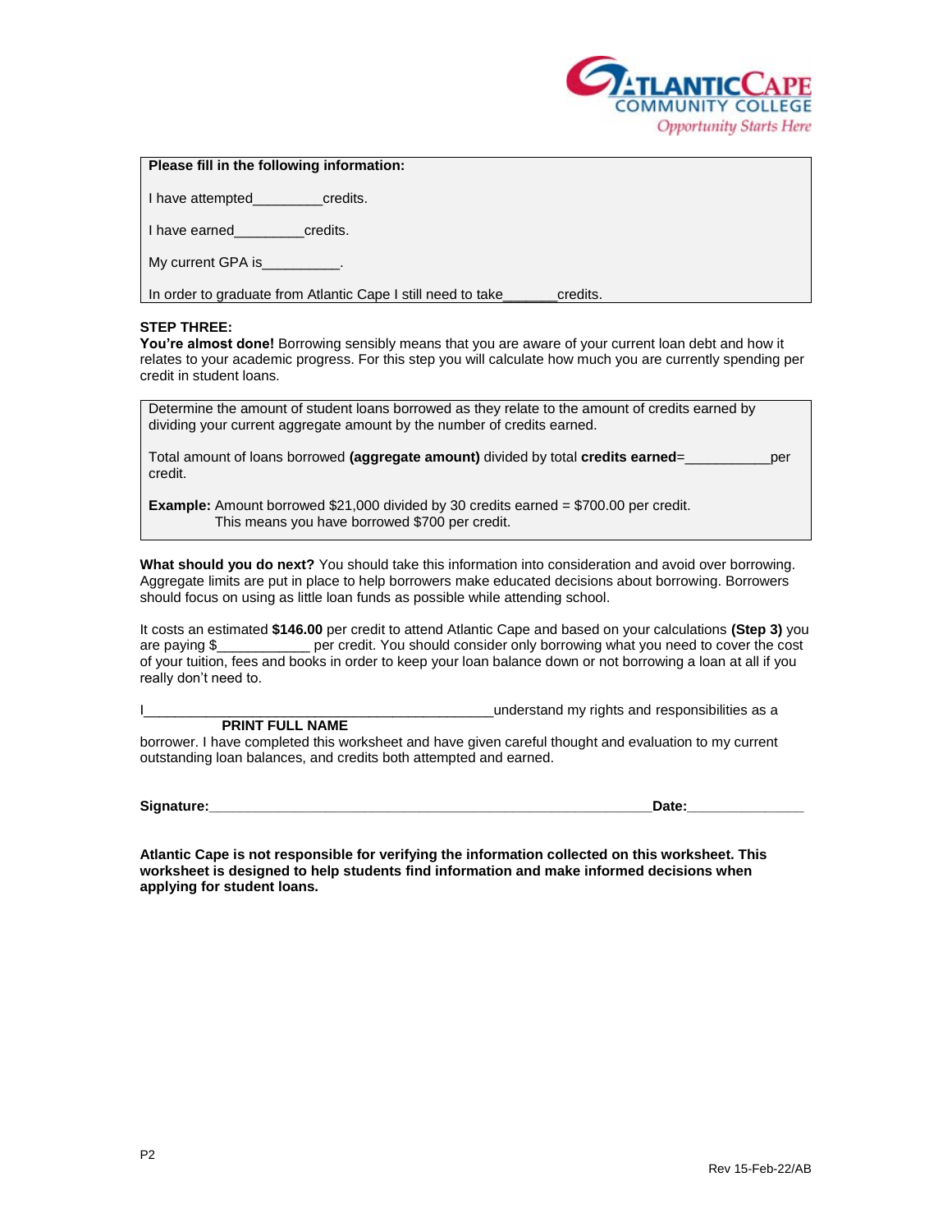**Please fill in the following information:**

I have attempted_________credits.

I have earned_________credits.

My current GPA is__________.

In order to graduate from Atlantic Cape I still need to take_______credits.

**STEP THREE:**

**You're almost done!** Borrowing sensibly means that you are aware of your current loan debt and how it relates to your academic progress. For this step you will calculate how much you are currently spending per credit in student loans.

Determine the amount of student loans borrowed as they relate to the amount of credits earned by dividing your current aggregate amount by the number of credits earned.

Total amount of loans borrowed **(aggregate amount)** divided by total **credits earned**=___________per credit.

**Example:** Amount borrowed $21,000 divided by 30 credits earned = $700.00 per credit.
This means you have borrowed $700 per credit.

**What should you do next?** You should take this information into consideration and avoid over borrowing. Aggregate limits are put in place to help borrowers make educated decisions about borrowing. Borrowers should focus on using as little loan funds as possible while attending school.

It costs an estimated **$146.00** per credit to attend Atlantic Cape and based on your calculations **(Step 3)** you are paying $____________ per credit. You should consider only borrowing what you need to cover the cost of your tuition, fees and books in order to keep your loan balance down or not borrowing a loan at all if you really don't need to.

I______________________________________________understand my rights and responsibilities as a
**PRINT FULL NAME**
borrower. I have completed this worksheet and have given careful thought and evaluation to my current outstanding loan balances, and credits both attempted and earned.

**Signature:**_________________________________________________________**Date:**_______________

**Atlantic Cape is not responsible for verifying the information collected on this worksheet. This worksheet is designed to help students find information and make informed decisions when applying for student loans.**

Rev 15-Feb-22/AB